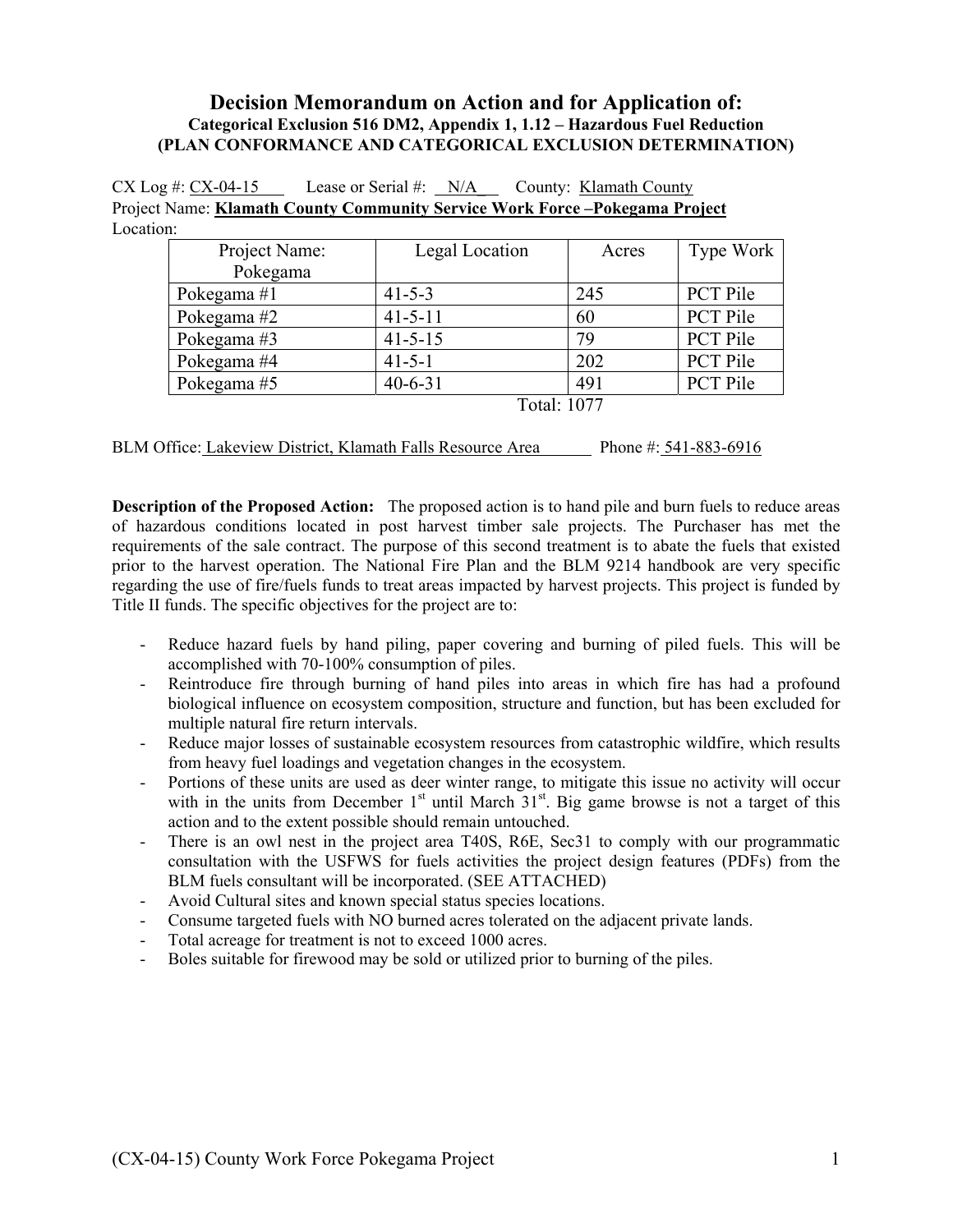# Decision Memorandum on Action and for Application of:

**Categorical Exclusion 516 DM2, Appendix 1, 1.12 – Hazardous Fuel Reduction**
**(PLAN CONFORMANCE AND CATEGORICAL EXCLUSION DETERMINATION)**

CX Log #: CX-04-15 Lease or Serial #: N/A County: Klamath County
Project Name: **Klamath County Community Service Work Force –Pokegama Project**
Location:

| Project Name: Pokegama | Legal Location | Acres | Type Work |
|---|---|---|---|
| Pokegama #1 | 41-5-3 | 245 | PCT Pile |
| Pokegama #2 | 41-5-11 | 60 | PCT Pile |
| Pokegama #3 | 41-5-15 | 79 | PCT Pile |
| Pokegama #4 | 41-5-1 | 202 | PCT Pile |
| Pokegama #5 | 40-6-31 | 491 | PCT Pile |
| | | Total: 1077 | |

BLM Office: Lakeview District, Klamath Falls Resource Area Phone #: 541-883-6916

**Description of the Proposed Action:** The proposed action is to hand pile and burn fuels to reduce areas of hazardous conditions located in post harvest timber sale projects. The Purchaser has met the requirements of the sale contract. The purpose of this second treatment is to abate the fuels that existed prior to the harvest operation. The National Fire Plan and the BLM 9214 handbook are very specific regarding the use of fire/fuels funds to treat areas impacted by harvest projects. This project is funded by Title II funds. The specific objectives for the project are to:

- Reduce hazard fuels by hand piling, paper covering and burning of piled fuels. This will be accomplished with 70-100% consumption of piles.
- Reintroduce fire through burning of hand piles into areas in which fire has had a profound biological influence on ecosystem composition, structure and function, but has been excluded for multiple natural fire return intervals.
- Reduce major losses of sustainable ecosystem resources from catastrophic wildfire, which results from heavy fuel loadings and vegetation changes in the ecosystem.
- Portions of these units are used as deer winter range, to mitigate this issue no activity will occur with in the units from December 1st until March 31st. Big game browse is not a target of this action and to the extent possible should remain untouched.
- There is an owl nest in the project area T40S, R6E, Sec31 to comply with our programmatic consultation with the USFWS for fuels activities the project design features (PDFs) from the BLM fuels consultant will be incorporated. (SEE ATTACHED)
- Avoid Cultural sites and known special status species locations.
- Consume targeted fuels with NO burned acres tolerated on the adjacent private lands.
- Total acreage for treatment is not to exceed 1000 acres.
- Boles suitable for firewood may be sold or utilized prior to burning of the piles.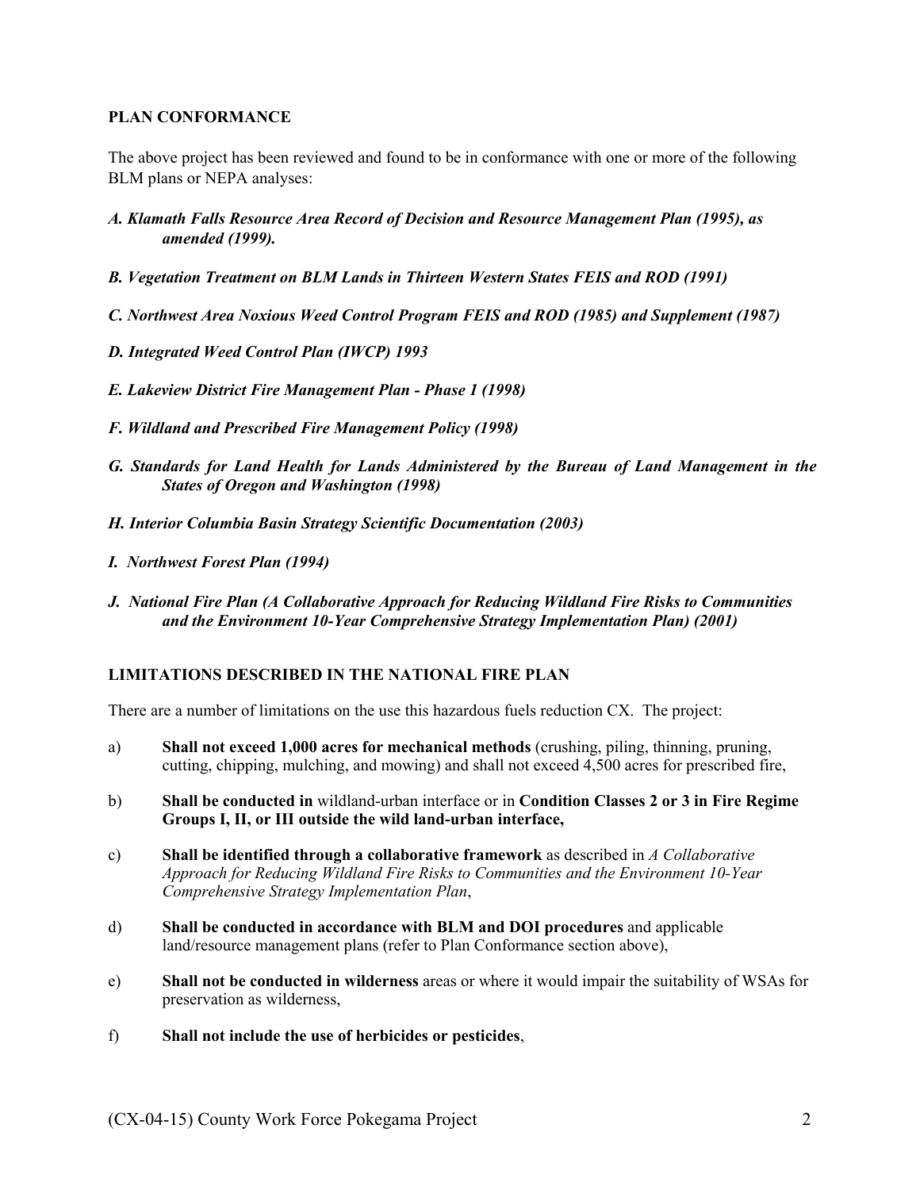**PLAN CONFORMANCE**

The above project has been reviewed and found to be in conformance with one or more of the following BLM plans or NEPA analyses:

***A. Klamath Falls Resource Area Record of Decision and Resource Management Plan (1995), as amended (1999).***

***B. Vegetation Treatment on BLM Lands in Thirteen Western States FEIS and ROD (1991)***

***C. Northwest Area Noxious Weed Control Program FEIS and ROD (1985) and Supplement (1987)***

***D. Integrated Weed Control Plan (IWCP) 1993***

***E. Lakeview District Fire Management Plan - Phase 1 (1998)***

***F. Wildland and Prescribed Fire Management Policy (1998)***

***G. Standards for Land Health for Lands Administered by the Bureau of Land Management in the States of Oregon and Washington (1998)***

***H. Interior Columbia Basin Strategy Scientific Documentation (2003)***

***I. Northwest Forest Plan (1994)***

***J. National Fire Plan (A Collaborative Approach for Reducing Wildland Fire Risks to Communities and the Environment 10-Year Comprehensive Strategy Implementation Plan) (2001)***

**LIMITATIONS DESCRIBED IN THE NATIONAL FIRE PLAN**

There are a number of limitations on the use this hazardous fuels reduction CX. The project:

a) **Shall not exceed 1,000 acres for mechanical methods** (crushing, piling, thinning, pruning, cutting, chipping, mulching, and mowing) and shall not exceed 4,500 acres for prescribed fire,

b) **Shall be conducted in** wildland-urban interface or in **Condition Classes 2 or 3 in Fire Regime Groups I, II, or III outside the wild land-urban interface,**

c) **Shall be identified through a collaborative framework** as described in *A Collaborative Approach for Reducing Wildland Fire Risks to Communities and the Environment 10-Year Comprehensive Strategy Implementation Plan*,

d) **Shall be conducted in accordance with BLM and DOI procedures** and applicable land/resource management plans (refer to Plan Conformance section above),

e) **Shall not be conducted in wilderness** areas or where it would impair the suitability of WSAs for preservation as wilderness,

f) **Shall not include the use of herbicides or pesticides**,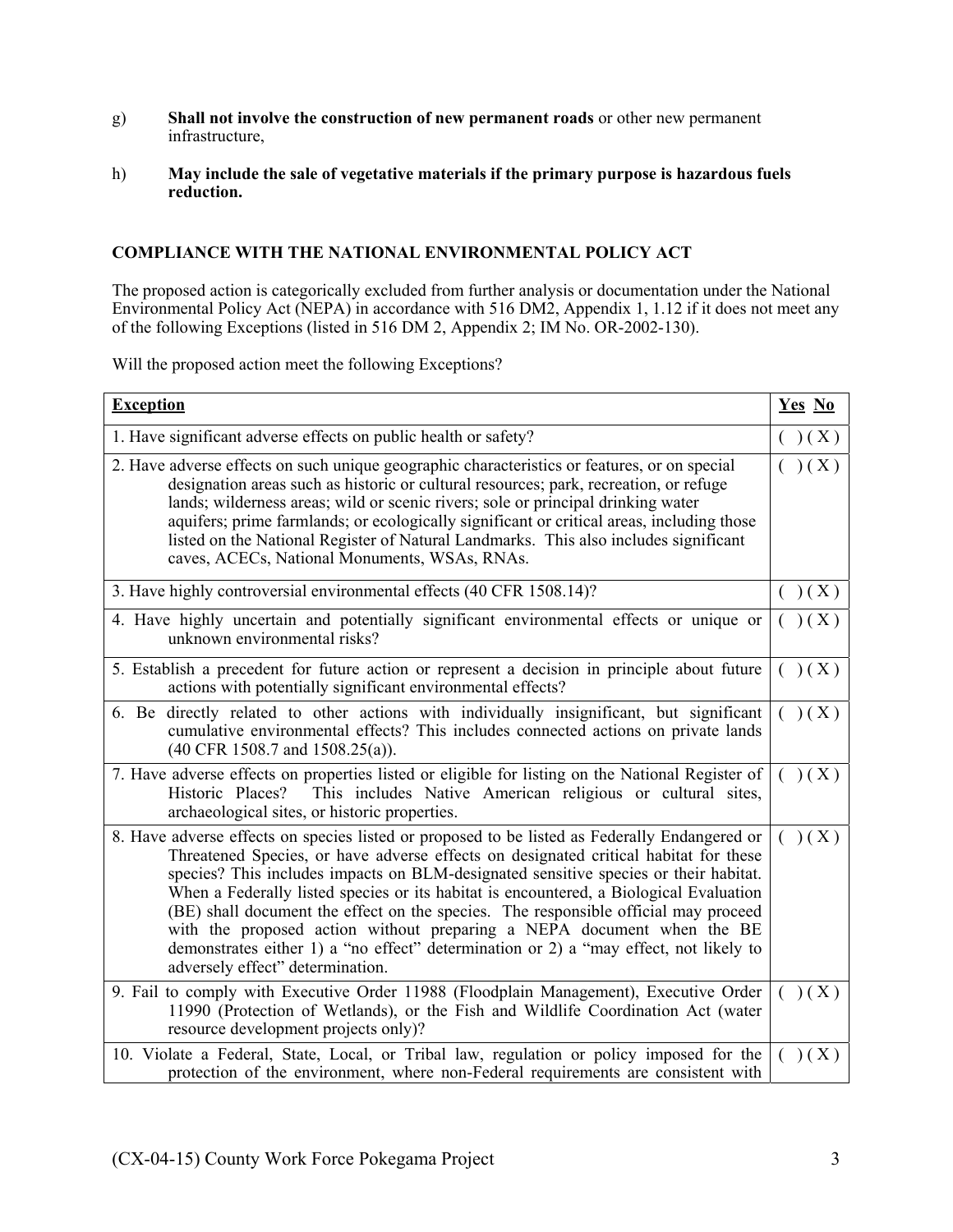g) **Shall not involve the construction of new permanent roads** or other new permanent infrastructure,

h) **May include the sale of vegetative materials if the primary purpose is hazardous fuels reduction.**

## COMPLIANCE WITH THE NATIONAL ENVIRONMENTAL POLICY ACT

The proposed action is categorically excluded from further analysis or documentation under the National Environmental Policy Act (NEPA) in accordance with 516 DM2, Appendix 1, 1.12 if it does not meet any of the following Exceptions (listed in 516 DM 2, Appendix 2; IM No. OR-2002-130).

Will the proposed action meet the following Exceptions?

| **Exception** | **Yes No** |
|---|---|
| 1. Have significant adverse effects on public health or safety? | ( ) ( X ) |
| 2. Have adverse effects on such unique geographic characteristics or features, or on special designation areas such as historic or cultural resources; park, recreation, or refuge lands; wilderness areas; wild or scenic rivers; sole or principal drinking water aquifers; prime farmlands; or ecologically significant or critical areas, including those listed on the National Register of Natural Landmarks. This also includes significant caves, ACECs, National Monuments, WSAs, RNAs. | ( ) ( X ) |
| 3. Have highly controversial environmental effects (40 CFR 1508.14)? | ( ) ( X ) |
| 4. Have highly uncertain and potentially significant environmental effects or unique or unknown environmental risks? | ( ) ( X ) |
| 5. Establish a precedent for future action or represent a decision in principle about future actions with potentially significant environmental effects? | ( ) ( X ) |
| 6. Be directly related to other actions with individually insignificant, but significant cumulative environmental effects? This includes connected actions on private lands (40 CFR 1508.7 and 1508.25(a)). | ( ) ( X ) |
| 7. Have adverse effects on properties listed or eligible for listing on the National Register of Historic Places? This includes Native American religious or cultural sites, archaeological sites, or historic properties. | ( ) ( X ) |
| 8. Have adverse effects on species listed or proposed to be listed as Federally Endangered or Threatened Species, or have adverse effects on designated critical habitat for these species? This includes impacts on BLM-designated sensitive species or their habitat. When a Federally listed species or its habitat is encountered, a Biological Evaluation (BE) shall document the effect on the species. The responsible official may proceed with the proposed action without preparing a NEPA document when the BE demonstrates either 1) a "no effect" determination or 2) a "may effect, not likely to adversely effect" determination. | ( ) ( X ) |
| 9. Fail to comply with Executive Order 11988 (Floodplain Management), Executive Order 11990 (Protection of Wetlands), or the Fish and Wildlife Coordination Act (water resource development projects only)? | ( ) ( X ) |
| 10. Violate a Federal, State, Local, or Tribal law, regulation or policy imposed for the protection of the environment, where non-Federal requirements are consistent with | ( ) ( X ) |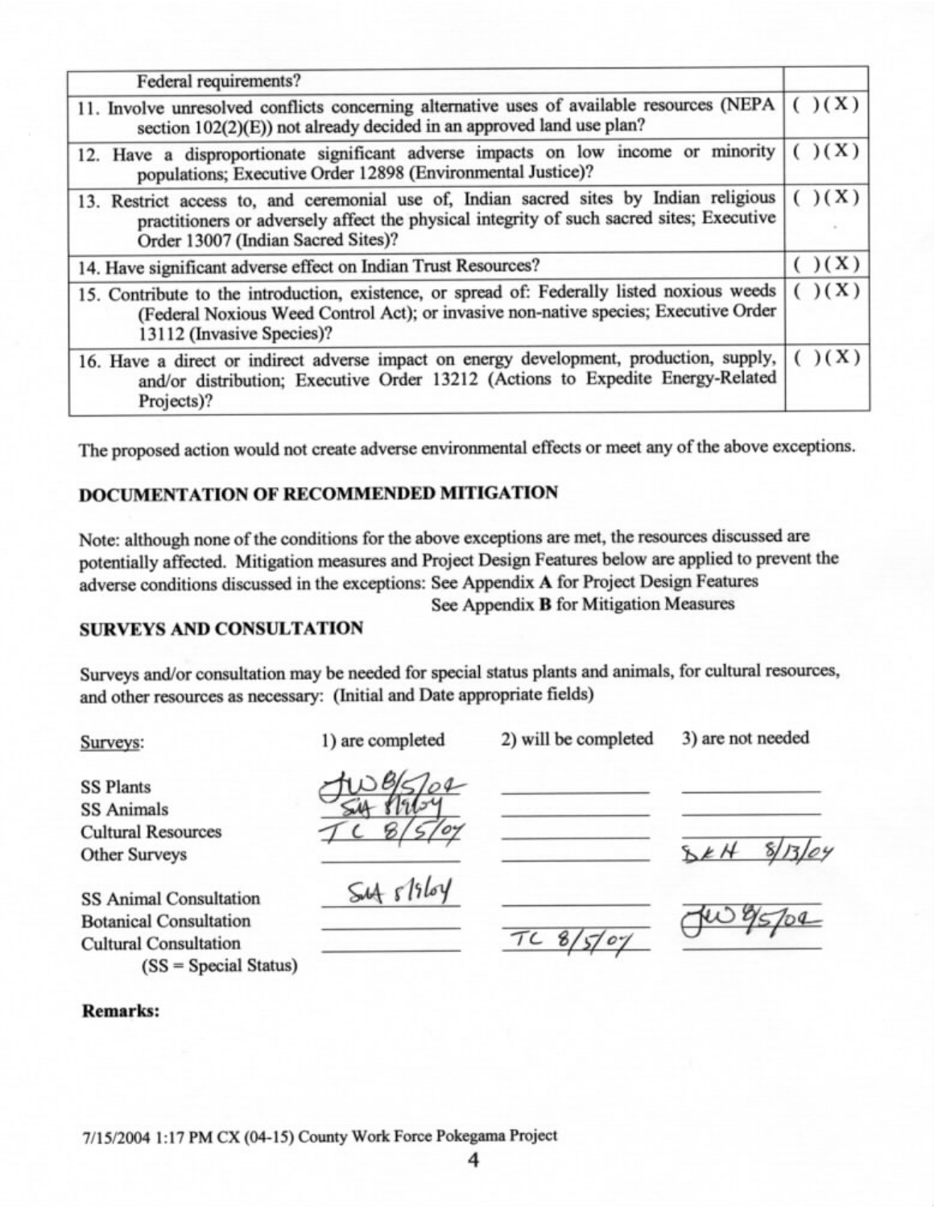| Federal requirements? | |
|---|---|
| 11. Involve unresolved conflicts concerning alternative uses of available resources (NEPA section 102(2)(E)) not already decided in an approved land use plan? | ( )(X) |
| 12. Have a disproportionate significant adverse impacts on low income or minority populations; Executive Order 12898 (Environmental Justice)? | ( )(X) |
| 13. Restrict access to, and ceremonial use of, Indian sacred sites by Indian religious practitioners or adversely affect the physical integrity of such sacred sites; Executive Order 13007 (Indian Sacred Sites)? | ( )(X) |
| 14. Have significant adverse effect on Indian Trust Resources? | ( )(X) |
| 15. Contribute to the introduction, existence, or spread of: Federally listed noxious weeds (Federal Noxious Weed Control Act); or invasive non-native species; Executive Order 13112 (Invasive Species)? | ( )(X) |
| 16. Have a direct or indirect adverse impact on energy development, production, supply, and/or distribution; Executive Order 13212 (Actions to Expedite Energy-Related Projects)? | ( )(X) |

The proposed action would not create adverse environmental effects or meet any of the above exceptions.

## DOCUMENTATION OF RECOMMENDED MITIGATION

Note: although none of the conditions for the above exceptions are met, the resources discussed are potentially affected. Mitigation measures and Project Design Features below are applied to prevent the adverse conditions discussed in the exceptions: See Appendix **A** for Project Design Features
See Appendix **B** for Mitigation Measures

## SURVEYS AND CONSULTATION

Surveys and/or consultation may be needed for special status plants and animals, for cultural resources, and other resources as necessary: (Initial and Date appropriate fields)

| Surveys: | 1) are completed | 2) will be completed | 3) are not needed |
|---|---|---|---|
| SS Plants | JW 8/5/04 | | |
| SS Animals | SM 8/12/04 | | |
| Cultural Resources | TC 8/5/04 | | |
| Other Surveys | | | SKH 8/13/04 |
| SS Animal Consultation | SM 8/12/04 | | |
| Botanical Consultation | | | JW 8/5/04 |
| Cultural Consultation | | TC 8/5/04 | |
| (SS = Special Status) | | | |

**Remarks:**

7/15/2004 1:17 PM CX (04-15) County Work Force Pokegama Project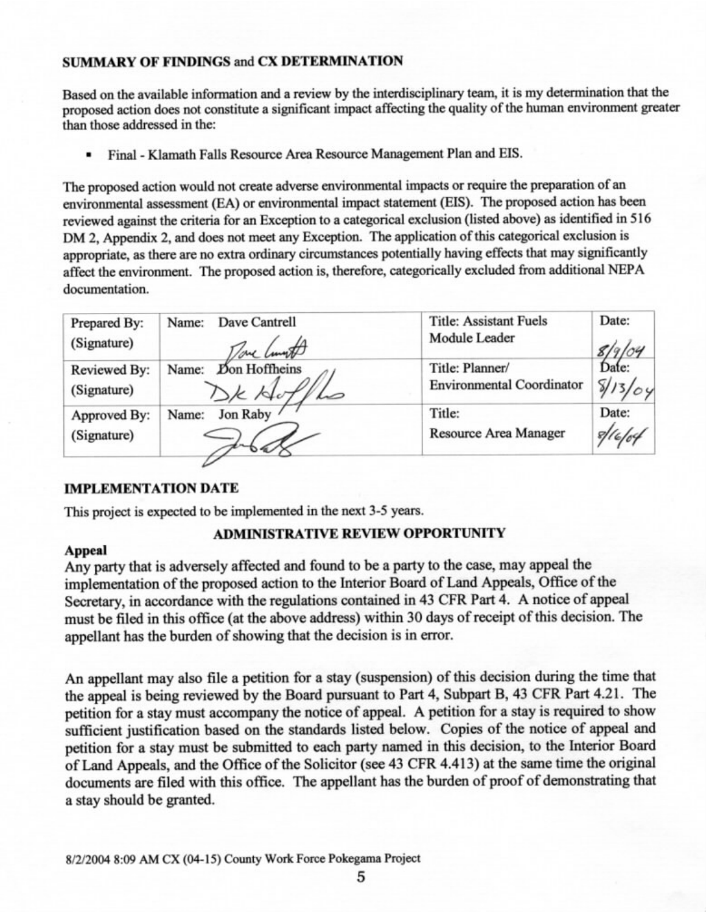## SUMMARY OF FINDINGS and CX DETERMINATION

Based on the available information and a review by the interdisciplinary team, it is my determination that the proposed action does not constitute a significant impact affecting the quality of the human environment greater than those addressed in the:

- Final - Klamath Falls Resource Area Resource Management Plan and EIS.

The proposed action would not create adverse environmental impacts or require the preparation of an environmental assessment (EA) or environmental impact statement (EIS). The proposed action has been reviewed against the criteria for an Exception to a categorical exclusion (listed above) as identified in 516 DM 2, Appendix 2, and does not meet any Exception. The application of this categorical exclusion is appropriate, as there are no extra ordinary circumstances potentially having effects that may significantly affect the environment. The proposed action is, therefore, categorically excluded from additional NEPA documentation.

| | | | |
|---|---|---|---|
| Prepared By: (Signature) | Name: Dave Cantrell | Title: Assistant Fuels Module Leader | Date: 8/9/04 |
| Reviewed By: (Signature) | Name: Don Hoffheins | Title: Planner/ Environmental Coordinator | Date: 8/13/04 |
| Approved By: (Signature) | Name: Jon Raby | Title: Resource Area Manager | Date: 8/16/04 |

## IMPLEMENTATION DATE

This project is expected to be implemented in the next 3-5 years.

## ADMINISTRATIVE REVIEW OPPORTUNITY

### Appeal

Any party that is adversely affected and found to be a party to the case, may appeal the implementation of the proposed action to the Interior Board of Land Appeals, Office of the Secretary, in accordance with the regulations contained in 43 CFR Part 4. A notice of appeal must be filed in this office (at the above address) within 30 days of receipt of this decision. The appellant has the burden of showing that the decision is in error.

An appellant may also file a petition for a stay (suspension) of this decision during the time that the appeal is being reviewed by the Board pursuant to Part 4, Subpart B, 43 CFR Part 4.21. The petition for a stay must accompany the notice of appeal. A petition for a stay is required to show sufficient justification based on the standards listed below. Copies of the notice of appeal and petition for a stay must be submitted to each party named in this decision, to the Interior Board of Land Appeals, and the Office of the Solicitor (see 43 CFR 4.413) at the same time the original documents are filed with this office. The appellant has the burden of proof of demonstrating that a stay should be granted.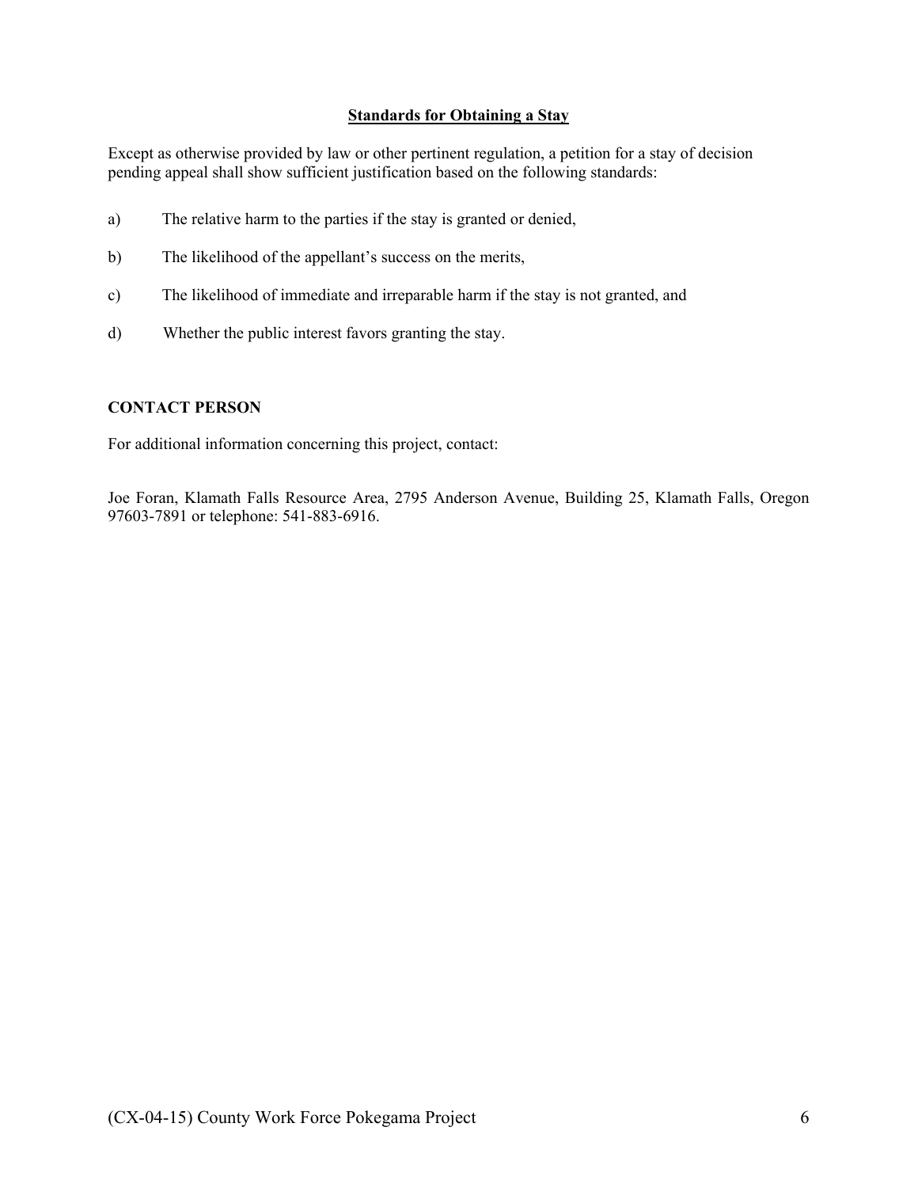## **Standards for Obtaining a Stay**

Except as otherwise provided by law or other pertinent regulation, a petition for a stay of decision pending appeal shall show sufficient justification based on the following standards:

a) The relative harm to the parties if the stay is granted or denied,

b) The likelihood of the appellant's success on the merits,

c) The likelihood of immediate and irreparable harm if the stay is not granted, and

d) Whether the public interest favors granting the stay.

**CONTACT PERSON**

For additional information concerning this project, contact:

Joe Foran, Klamath Falls Resource Area, 2795 Anderson Avenue, Building 25, Klamath Falls, Oregon 97603-7891 or telephone: 541-883-6916.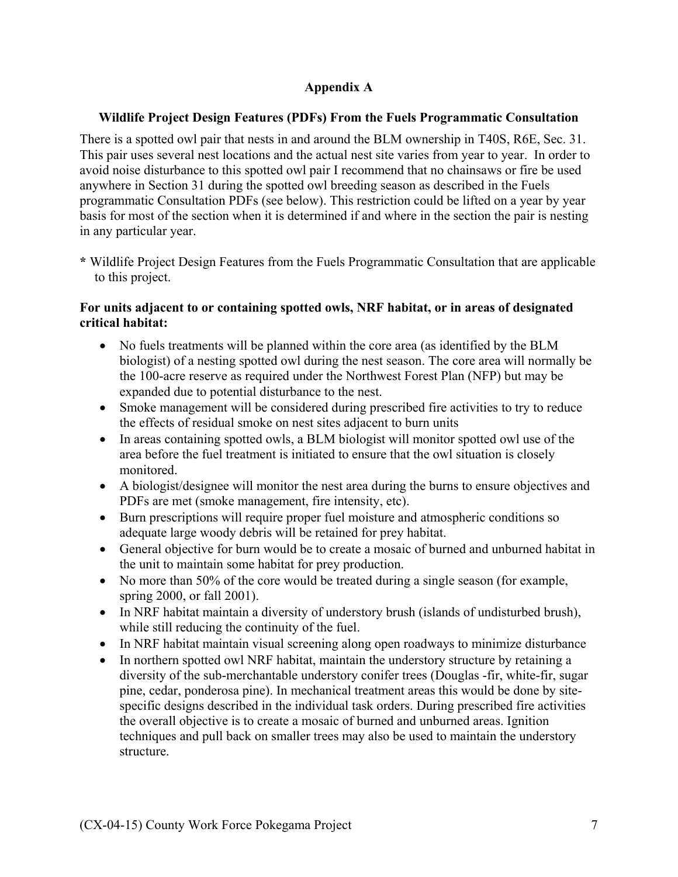## Appendix A

### Wildlife Project Design Features (PDFs) From the Fuels Programmatic Consultation

There is a spotted owl pair that nests in and around the BLM ownership in T40S, R6E, Sec. 31. This pair uses several nest locations and the actual nest site varies from year to year. In order to avoid noise disturbance to this spotted owl pair I recommend that no chainsaws or fire be used anywhere in Section 31 during the spotted owl breeding season as described in the Fuels programmatic Consultation PDFs (see below). This restriction could be lifted on a year by year basis for most of the section when it is determined if and where in the section the pair is nesting in any particular year.

**\*** Wildlife Project Design Features from the Fuels Programmatic Consultation that are applicable to this project.

**For units adjacent to or containing spotted owls, NRF habitat, or in areas of designated critical habitat:**

- No fuels treatments will be planned within the core area (as identified by the BLM biologist) of a nesting spotted owl during the nest season. The core area will normally be the 100-acre reserve as required under the Northwest Forest Plan (NFP) but may be expanded due to potential disturbance to the nest.
- Smoke management will be considered during prescribed fire activities to try to reduce the effects of residual smoke on nest sites adjacent to burn units
- In areas containing spotted owls, a BLM biologist will monitor spotted owl use of the area before the fuel treatment is initiated to ensure that the owl situation is closely monitored.
- A biologist/designee will monitor the nest area during the burns to ensure objectives and PDFs are met (smoke management, fire intensity, etc).
- Burn prescriptions will require proper fuel moisture and atmospheric conditions so adequate large woody debris will be retained for prey habitat.
- General objective for burn would be to create a mosaic of burned and unburned habitat in the unit to maintain some habitat for prey production.
- No more than 50% of the core would be treated during a single season (for example, spring 2000, or fall 2001).
- In NRF habitat maintain a diversity of understory brush (islands of undisturbed brush), while still reducing the continuity of the fuel.
- In NRF habitat maintain visual screening along open roadways to minimize disturbance
- In northern spotted owl NRF habitat, maintain the understory structure by retaining a diversity of the sub-merchantable understory conifer trees (Douglas -fir, white-fir, sugar pine, cedar, ponderosa pine). In mechanical treatment areas this would be done by site-specific designs described in the individual task orders. During prescribed fire activities the overall objective is to create a mosaic of burned and unburned areas. Ignition techniques and pull back on smaller trees may also be used to maintain the understory structure.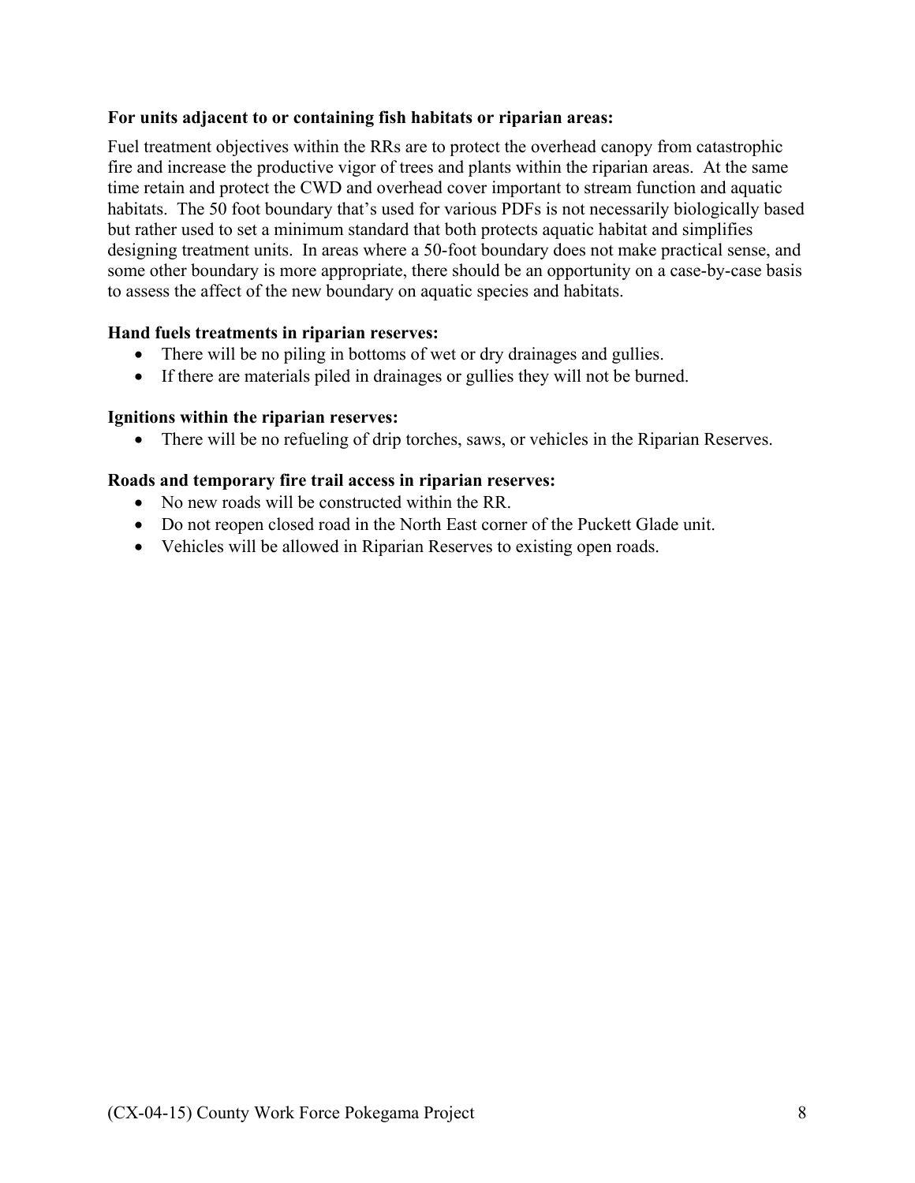**For units adjacent to or containing fish habitats or riparian areas:**

Fuel treatment objectives within the RRs are to protect the overhead canopy from catastrophic fire and increase the productive vigor of trees and plants within the riparian areas. At the same time retain and protect the CWD and overhead cover important to stream function and aquatic habitats. The 50 foot boundary that's used for various PDFs is not necessarily biologically based but rather used to set a minimum standard that both protects aquatic habitat and simplifies designing treatment units. In areas where a 50-foot boundary does not make practical sense, and some other boundary is more appropriate, there should be an opportunity on a case-by-case basis to assess the affect of the new boundary on aquatic species and habitats.

**Hand fuels treatments in riparian reserves:**

- There will be no piling in bottoms of wet or dry drainages and gullies.
- If there are materials piled in drainages or gullies they will not be burned.

**Ignitions within the riparian reserves:**

- There will be no refueling of drip torches, saws, or vehicles in the Riparian Reserves.

**Roads and temporary fire trail access in riparian reserves:**

- No new roads will be constructed within the RR.
- Do not reopen closed road in the North East corner of the Puckett Glade unit.
- Vehicles will be allowed in Riparian Reserves to existing open roads.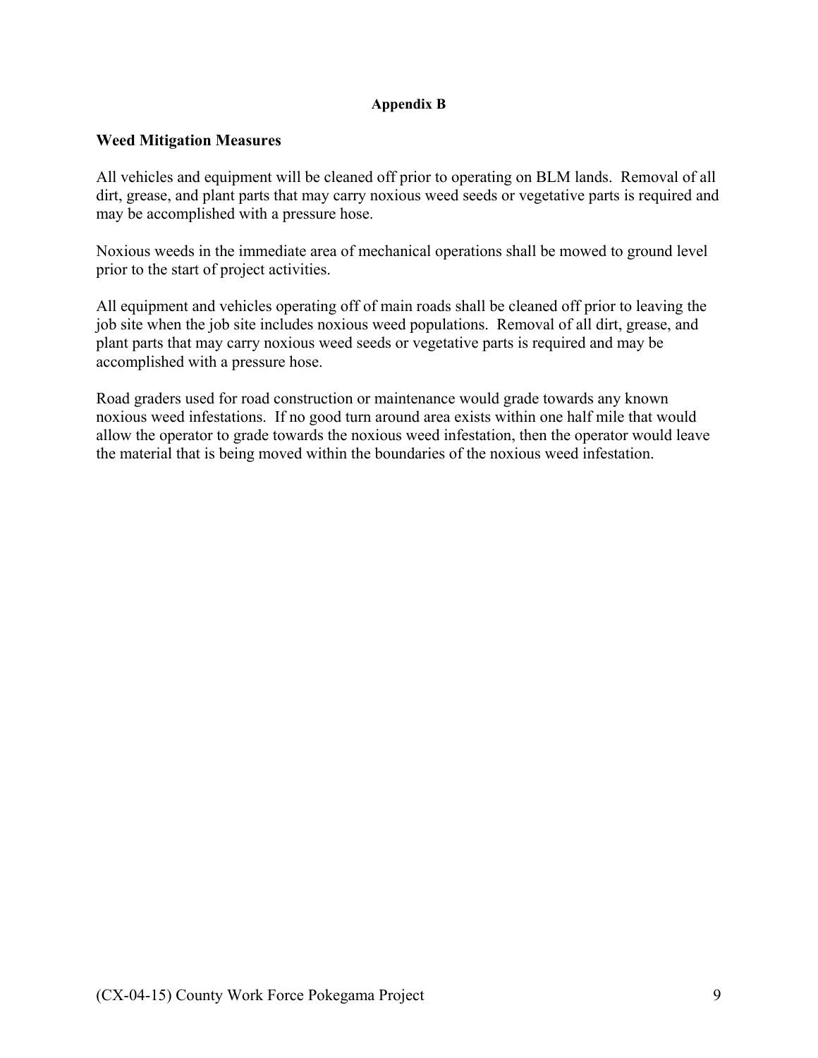# Appendix B

## Weed Mitigation Measures

All vehicles and equipment will be cleaned off prior to operating on BLM lands. Removal of all dirt, grease, and plant parts that may carry noxious weed seeds or vegetative parts is required and may be accomplished with a pressure hose.

Noxious weeds in the immediate area of mechanical operations shall be mowed to ground level prior to the start of project activities.

All equipment and vehicles operating off of main roads shall be cleaned off prior to leaving the job site when the job site includes noxious weed populations. Removal of all dirt, grease, and plant parts that may carry noxious weed seeds or vegetative parts is required and may be accomplished with a pressure hose.

Road graders used for road construction or maintenance would grade towards any known noxious weed infestations. If no good turn around area exists within one half mile that would allow the operator to grade towards the noxious weed infestation, then the operator would leave the material that is being moved within the boundaries of the noxious weed infestation.